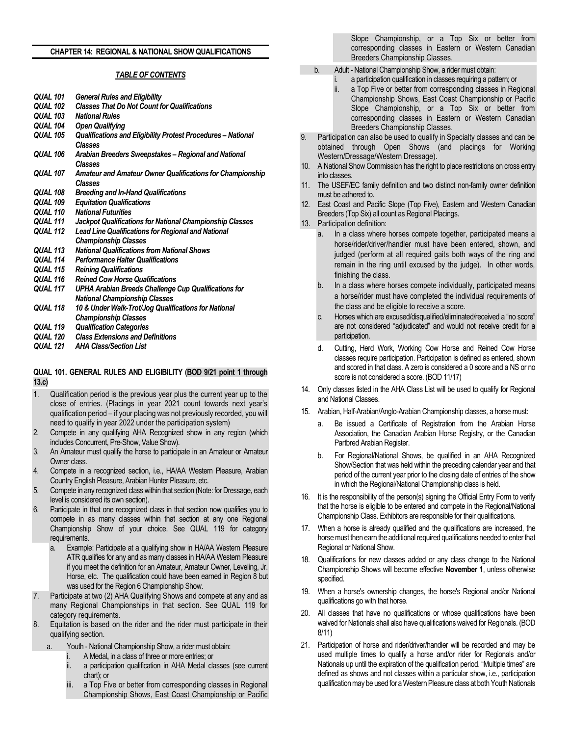## CHAPTER 14: REGIONAL & NATIONAL SHOW QUALIFICATIONS

### *TABLE OF CONTENTS*

| | |
|---|---|
| ***QUAL 101*** | ***General Rules and Eligibility*** |
| ***QUAL 102*** | ***Classes That Do Not Count for Qualifications*** |
| ***QUAL 103*** | ***National Rules*** |
| ***QUAL 104*** | ***Open Qualifying*** |
| ***QUAL 105*** | ***Qualifications and Eligibility Protest Procedures – National Classes*** |
| ***QUAL 106*** | ***Arabian Breeders Sweepstakes – Regional and National Classes*** |
| ***QUAL 107*** | ***Amateur and Amateur Owner Qualifications for Championship Classes*** |
| ***QUAL 108*** | ***Breeding and In-Hand Qualifications*** |
| ***QUAL 109*** | ***Equitation Qualifications*** |
| ***QUAL 110*** | ***National Futurities*** |
| ***QUAL 111*** | ***Jackpot Qualifications for National Championship Classes*** |
| ***QUAL 112*** | ***Lead Line Qualifications for Regional and National Championship Classes*** |
| ***QUAL 113*** | ***National Qualifications from National Shows*** |
| ***QUAL 114*** | ***Performance Halter Qualifications*** |
| ***QUAL 115*** | ***Reining Qualifications*** |
| ***QUAL 116*** | ***Reined Cow Horse Qualifications*** |
| ***QUAL 117*** | ***UPHA Arabian Breeds Challenge Cup Qualifications for National Championship Classes*** |
| ***QUAL 118*** | ***10 & Under Walk-Trot/Jog Qualifications for National Championship Classes*** |
| ***QUAL 119*** | ***Qualification Categories*** |
| ***QUAL 120*** | ***Class Extensions and Definitions*** |
| ***QUAL 121*** | ***AHA Class/Section List*** |

### QUAL 101. GENERAL RULES AND ELIGIBILITY (BOD 9/21 point 1 through 13.c)

1. Qualification period is the previous year plus the current year up to the close of entries. (Placings in year 2021 count towards next year's qualification period – if your placing was not previously recorded, you will need to qualify in year 2022 under the participation system)
2. Compete in any qualifying AHA Recognized show in any region (which includes Concurrent, Pre-Show, Value Show).
3. An Amateur must qualify the horse to participate in an Amateur or Amateur Owner class.
4. Compete in a recognized section, i.e., HA/AA Western Pleasure, Arabian Country English Pleasure, Arabian Hunter Pleasure, etc.
5. Compete in any recognized class within that section (Note: for Dressage, each level is considered its own section).
6. Participate in that one recognized class in that section now qualifies you to compete in as many classes within that section at any one Regional Championship Show of your choice. See QUAL 119 for category requirements.
   a. Example: Participate at a qualifying show in HA/AA Western Pleasure ATR qualifies for any and as many classes in HA/AA Western Pleasure if you meet the definition for an Amateur, Amateur Owner, Leveling, Jr. Horse, etc. The qualification could have been earned in Region 8 but was used for the Region 6 Championship Show.
7. Participate at two (2) AHA Qualifying Shows and compete at any and as many Regional Championships in that section. See QUAL 119 for category requirements.
8. Equitation is based on the rider and the rider must participate in their qualifying section.
   a. Youth - National Championship Show, a rider must obtain:
      i. A Medal**,** in a class of three or more entries; or
      ii. a participation qualification in AHA Medal classes (see current chart); or
      iii. a Top Five or better from corresponding classes in Regional Championship Shows, East Coast Championship or Pacific Slope Championship, or a Top Six or better from corresponding classes in Eastern or Western Canadian Breeders Championship Classes.
   b. Adult - National Championship Show, a rider must obtain:
      i. a participation qualification in classes requiring a pattern; or
      ii. a Top Five or better from corresponding classes in Regional Championship Shows, East Coast Championship or Pacific Slope Championship, or a Top Six or better from corresponding classes in Eastern or Western Canadian Breeders Championship Classes.
9. Participation can also be used to qualify in Specialty classes and can be obtained through Open Shows (and placings for Working Western/Dressage/Western Dressage).
10. A National Show Commission has the right to place restrictions on cross entry into classes.
11. The USEF/EC family definition and two distinct non-family owner definition must be adhered to.
12. East Coast and Pacific Slope (Top Five), Eastern and Western Canadian Breeders (Top Six) all count as Regional Placings.
13. Participation definition:
    a. In a class where horses compete together, participated means a horse/rider/driver/handler must have been entered, shown, and judged (perform at all required gaits both ways of the ring and remain in the ring until excused by the judge). In other words, finishing the class.
    b. In a class where horses compete individually, participated means a horse/rider must have completed the individual requirements of the class and be eligible to receive a score.
    c. Horses which are excused/disqualified/eliminated/received a "no score" are not considered "adjudicated" and would not receive credit for a participation.
    d. Cutting, Herd Work, Working Cow Horse and Reined Cow Horse classes require participation. Participation is defined as entered, shown and scored in that class. A zero is considered a 0 score and a NS or no score is not considered a score. (BOD 11/17)
14. Only classes listed in the AHA Class List will be used to qualify for Regional and National Classes.
15. Arabian, Half-Arabian/Anglo-Arabian Championship classes, a horse must:
    a. Be issued a Certificate of Registration from the Arabian Horse Association, the Canadian Arabian Horse Registry, or the Canadian Partbred Arabian Register.
    b. For Regional/National Shows, be qualified in an AHA Recognized Show/Section that was held within the preceding calendar year and that period of the current year prior to the closing date of entries of the show in which the Regional/National Championship class is held.
16. It is the responsibility of the person(s) signing the Official Entry Form to verify that the horse is eligible to be entered and compete in the Regional/National Championship Class. Exhibitors are responsible for their qualifications.
17. When a horse is already qualified and the qualifications are increased, the horse must then earn the additional required qualifications needed to enter that Regional or National Show.
18. Qualifications for new classes added or any class change to the National Championship Shows will become effective **November 1**, unless otherwise specified.
19. When a horse's ownership changes, the horse's Regional and/or National qualifications go with that horse.
20. All classes that have no qualifications or whose qualifications have been waived for Nationals shall also have qualifications waived for Regionals. (BOD 8/11)
21. Participation of horse and rider/driver/handler will be recorded and may be used multiple times to qualify a horse and/or rider for Regionals and/or Nationals up until the expiration of the qualification period. "Multiple times" are defined as shows and not classes within a particular show, i.e., participation qualification may be used for a Western Pleasure class at both Youth Nationals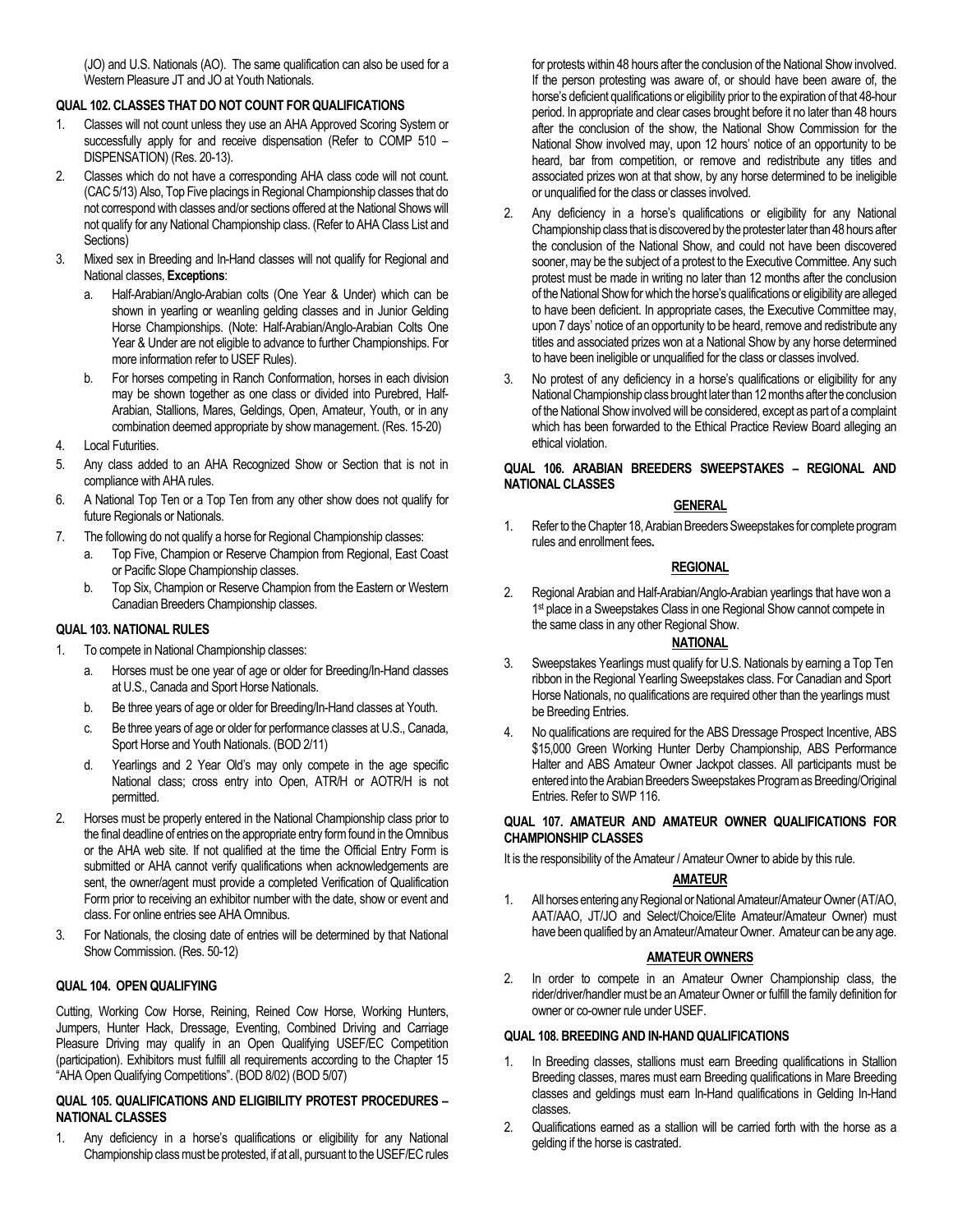(JO) and U.S. Nationals (AO). The same qualification can also be used for a Western Pleasure JT and JO at Youth Nationals.

### QUAL 102. CLASSES THAT DO NOT COUNT FOR QUALIFICATIONS

1. Classes will not count unless they use an AHA Approved Scoring System or successfully apply for and receive dispensation (Refer to COMP 510 – DISPENSATION) (Res. 20-13).
2. Classes which do not have a corresponding AHA class code will not count. (CAC 5/13) Also, Top Five placings in Regional Championship classes that do not correspond with classes and/or sections offered at the National Shows will not qualify for any National Championship class. (Refer to AHA Class List and Sections)
3. Mixed sex in Breeding and In-Hand classes will not qualify for Regional and National classes, **Exceptions**:
   a. Half-Arabian/Anglo-Arabian colts (One Year & Under) which can be shown in yearling or weanling gelding classes and in Junior Gelding Horse Championships. (Note: Half-Arabian/Anglo-Arabian Colts One Year & Under are not eligible to advance to further Championships. For more information refer to USEF Rules).
   b. For horses competing in Ranch Conformation, horses in each division may be shown together as one class or divided into Purebred, Half-Arabian, Stallions, Mares, Geldings, Open, Amateur, Youth, or in any combination deemed appropriate by show management. (Res. 15-20)
4. Local Futurities.
5. Any class added to an AHA Recognized Show or Section that is not in compliance with AHA rules.
6. A National Top Ten or a Top Ten from any other show does not qualify for future Regionals or Nationals.
7. The following do not qualify a horse for Regional Championship classes:
   a. Top Five, Champion or Reserve Champion from Regional, East Coast or Pacific Slope Championship classes.
   b. Top Six, Champion or Reserve Champion from the Eastern or Western Canadian Breeders Championship classes.

### QUAL 103. NATIONAL RULES

1. To compete in National Championship classes:
   a. Horses must be one year of age or older for Breeding/In-Hand classes at U.S., Canada and Sport Horse Nationals.
   b. Be three years of age or older for Breeding/In-Hand classes at Youth.
   c. Be three years of age or older for performance classes at U.S., Canada, Sport Horse and Youth Nationals. (BOD 2/11)
   d. Yearlings and 2 Year Old's may only compete in the age specific National class; cross entry into Open, ATR/H or AOTR/H is not permitted.
2. Horses must be properly entered in the National Championship class prior to the final deadline of entries on the appropriate entry form found in the Omnibus or the AHA web site. If not qualified at the time the Official Entry Form is submitted or AHA cannot verify qualifications when acknowledgements are sent, the owner/agent must provide a completed Verification of Qualification Form prior to receiving an exhibitor number with the date, show or event and class. For online entries see AHA Omnibus.
3. For Nationals, the closing date of entries will be determined by that National Show Commission. (Res. 50-12)

### QUAL 104. OPEN QUALIFYING

Cutting, Working Cow Horse, Reining, Reined Cow Horse, Working Hunters, Jumpers, Hunter Hack, Dressage, Eventing, Combined Driving and Carriage Pleasure Driving may qualify in an Open Qualifying USEF/EC Competition (participation). Exhibitors must fulfill all requirements according to the Chapter 15 "AHA Open Qualifying Competitions". (BOD 8/02) (BOD 5/07)

### QUAL 105. QUALIFICATIONS AND ELIGIBILITY PROTEST PROCEDURES – NATIONAL CLASSES

1. Any deficiency in a horse's qualifications or eligibility for any National Championship class must be protested, if at all, pursuant to the USEF/EC rules for protests within 48 hours after the conclusion of the National Show involved. If the person protesting was aware of, or should have been aware of, the horse's deficient qualifications or eligibility prior to the expiration of that 48-hour period. In appropriate and clear cases brought before it no later than 48 hours after the conclusion of the show, the National Show Commission for the National Show involved may, upon 12 hours' notice of an opportunity to be heard, bar from competition, or remove and redistribute any titles and associated prizes won at that show, by any horse determined to be ineligible or unqualified for the class or classes involved.
2. Any deficiency in a horse's qualifications or eligibility for any National Championship class that is discovered by the protester later than 48 hours after the conclusion of the National Show, and could not have been discovered sooner, may be the subject of a protest to the Executive Committee. Any such protest must be made in writing no later than 12 months after the conclusion of the National Show for which the horse's qualifications or eligibility are alleged to have been deficient. In appropriate cases, the Executive Committee may, upon 7 days' notice of an opportunity to be heard, remove and redistribute any titles and associated prizes won at a National Show by any horse determined to have been ineligible or unqualified for the class or classes involved.
3. No protest of any deficiency in a horse's qualifications or eligibility for any National Championship class brought later than 12 months after the conclusion of the National Show involved will be considered, except as part of a complaint which has been forwarded to the Ethical Practice Review Board alleging an ethical violation.

### QUAL 106. ARABIAN BREEDERS SWEEPSTAKES – REGIONAL AND NATIONAL CLASSES

#### GENERAL

1. Refer to the Chapter 18, Arabian Breeders Sweepstakes for complete program rules and enrollment fees**.**

#### REGIONAL

2. Regional Arabian and Half-Arabian/Anglo-Arabian yearlings that have won a 1st place in a Sweepstakes Class in one Regional Show cannot compete in the same class in any other Regional Show.

#### NATIONAL

3. Sweepstakes Yearlings must qualify for U.S. Nationals by earning a Top Ten ribbon in the Regional Yearling Sweepstakes class. For Canadian and Sport Horse Nationals, no qualifications are required other than the yearlings must be Breeding Entries.
4. No qualifications are required for the ABS Dressage Prospect Incentive, ABS $15,000 Green Working Hunter Derby Championship, ABS Performance Halter and ABS Amateur Owner Jackpot classes. All participants must be entered into the Arabian Breeders Sweepstakes Program as Breeding/Original Entries. Refer to SWP 116.

### QUAL 107. AMATEUR AND AMATEUR OWNER QUALIFICATIONS FOR CHAMPIONSHIP CLASSES

It is the responsibility of the Amateur / Amateur Owner to abide by this rule.

#### AMATEUR

1. All horses entering any Regional or National Amateur/Amateur Owner (AT/AO, AAT/AAO, JT/JO and Select/Choice/Elite Amateur/Amateur Owner) must have been qualified by an Amateur/Amateur Owner. Amateur can be any age.

#### AMATEUR OWNERS

2. In order to compete in an Amateur Owner Championship class, the rider/driver/handler must be an Amateur Owner or fulfill the family definition for owner or co-owner rule under USEF.

### QUAL 108. BREEDING AND IN-HAND QUALIFICATIONS

1. In Breeding classes, stallions must earn Breeding qualifications in Stallion Breeding classes, mares must earn Breeding qualifications in Mare Breeding classes and geldings must earn In-Hand qualifications in Gelding In-Hand classes.
2. Qualifications earned as a stallion will be carried forth with the horse as a gelding if the horse is castrated.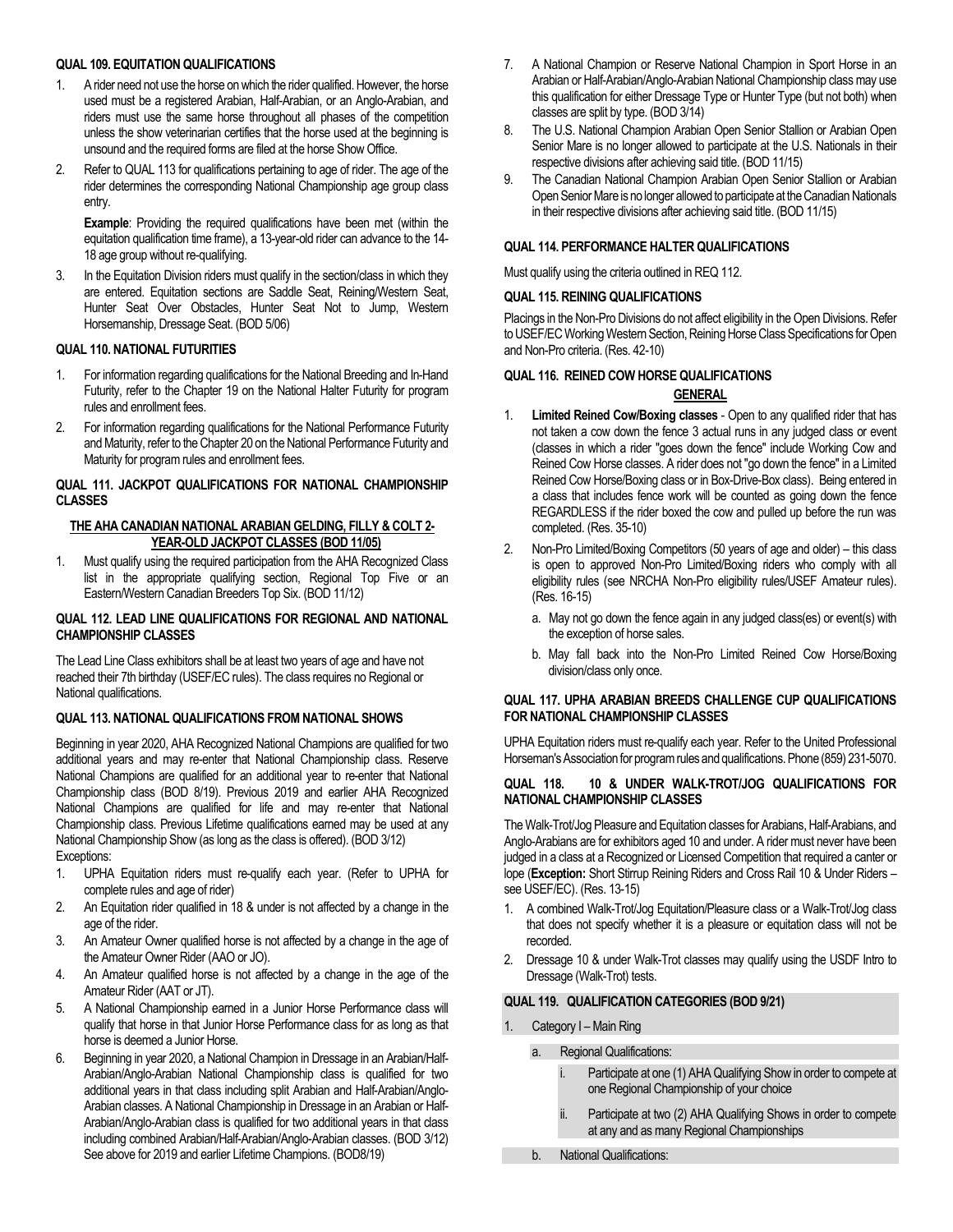### QUAL 109. EQUITATION QUALIFICATIONS

1. A rider need not use the horse on which the rider qualified. However, the horse used must be a registered Arabian, Half-Arabian, or an Anglo-Arabian, and riders must use the same horse throughout all phases of the competition unless the show veterinarian certifies that the horse used at the beginning is unsound and the required forms are filed at the horse Show Office.
2. Refer to QUAL 113 for qualifications pertaining to age of rider. The age of the rider determines the corresponding National Championship age group class entry.

   **Example**: Providing the required qualifications have been met (within the equitation qualification time frame), a 13-year-old rider can advance to the 14-18 age group without re-qualifying.
3. In the Equitation Division riders must qualify in the section/class in which they are entered. Equitation sections are Saddle Seat, Reining/Western Seat, Hunter Seat Over Obstacles, Hunter Seat Not to Jump, Western Horsemanship, Dressage Seat. (BOD 5/06)

### QUAL 110. NATIONAL FUTURITIES

1. For information regarding qualifications for the National Breeding and In-Hand Futurity, refer to the Chapter 19 on the National Halter Futurity for program rules and enrollment fees.
2. For information regarding qualifications for the National Performance Futurity and Maturity, refer to the Chapter 20 on the National Performance Futurity and Maturity for program rules and enrollment fees.

### QUAL 111. JACKPOT QUALIFICATIONS FOR NATIONAL CHAMPIONSHIP CLASSES

**THE AHA CANADIAN NATIONAL ARABIAN GELDING, FILLY & COLT 2-YEAR-OLD JACKPOT CLASSES (BOD 11/05)**

1. Must qualify using the required participation from the AHA Recognized Class list in the appropriate qualifying section, Regional Top Five or an Eastern/Western Canadian Breeders Top Six. (BOD 11/12)

### QUAL 112. LEAD LINE QUALIFICATIONS FOR REGIONAL AND NATIONAL CHAMPIONSHIP CLASSES

The Lead Line Class exhibitors shall be at least two years of age and have not reached their 7th birthday (USEF/EC rules). The class requires no Regional or National qualifications.

### QUAL 113. NATIONAL QUALIFICATIONS FROM NATIONAL SHOWS

Beginning in year 2020, AHA Recognized National Champions are qualified for two additional years and may re-enter that National Championship class. Reserve National Champions are qualified for an additional year to re-enter that National Championship class (BOD 8/19). Previous 2019 and earlier AHA Recognized National Champions are qualified for life and may re-enter that National Championship class. Previous Lifetime qualifications earned may be used at any National Championship Show (as long as the class is offered). (BOD 3/12)

Exceptions:

1. UPHA Equitation riders must re-qualify each year. (Refer to UPHA for complete rules and age of rider)
2. An Equitation rider qualified in 18 & under is not affected by a change in the age of the rider.
3. An Amateur Owner qualified horse is not affected by a change in the age of the Amateur Owner Rider (AAO or JO).
4. An Amateur qualified horse is not affected by a change in the age of the Amateur Rider (AAT or JT).
5. A National Championship earned in a Junior Horse Performance class will qualify that horse in that Junior Horse Performance class for as long as that horse is deemed a Junior Horse.
6. Beginning in year 2020, a National Champion in Dressage in an Arabian/Half-Arabian/Anglo-Arabian National Championship class is qualified for two additional years in that class including split Arabian and Half-Arabian/Anglo-Arabian classes. A National Championship in Dressage in an Arabian or Half-Arabian/Anglo-Arabian class is qualified for two additional years in that class including combined Arabian/Half-Arabian/Anglo-Arabian classes. (BOD 3/12) See above for 2019 and earlier Lifetime Champions. (BOD8/19)
7. A National Champion or Reserve National Champion in Sport Horse in an Arabian or Half-Arabian/Anglo-Arabian National Championship class may use this qualification for either Dressage Type or Hunter Type (but not both) when classes are split by type. (BOD 3/14)
8. The U.S. National Champion Arabian Open Senior Stallion or Arabian Open Senior Mare is no longer allowed to participate at the U.S. Nationals in their respective divisions after achieving said title. (BOD 11/15)
9. The Canadian National Champion Arabian Open Senior Stallion or Arabian Open Senior Mare is no longer allowed to participate at the Canadian Nationals in their respective divisions after achieving said title. (BOD 11/15)

### QUAL 114. PERFORMANCE HALTER QUALIFICATIONS

Must qualify using the criteria outlined in REQ 112.

### QUAL 115. REINING QUALIFICATIONS

Placings in the Non-Pro Divisions do not affect eligibility in the Open Divisions. Refer to USEF/EC Working Western Section, Reining Horse Class Specifications for Open and Non-Pro criteria. (Res. 42-10)

### QUAL 116. REINED COW HORSE QUALIFICATIONS

**GENERAL**

1. **Limited Reined Cow/Boxing classes** - Open to any qualified rider that has not taken a cow down the fence 3 actual runs in any judged class or event (classes in which a rider "goes down the fence" include Working Cow and Reined Cow Horse classes. A rider does not "go down the fence" in a Limited Reined Cow Horse/Boxing class or in Box-Drive-Box class). Being entered in a class that includes fence work will be counted as going down the fence REGARDLESS if the rider boxed the cow and pulled up before the run was completed. (Res. 35-10)
2. Non-Pro Limited/Boxing Competitors (50 years of age and older) – this class is open to approved Non-Pro Limited/Boxing riders who comply with all eligibility rules (see NRCHA Non-Pro eligibility rules/USEF Amateur rules). (Res. 16-15)
   a. May not go down the fence again in any judged class(es) or event(s) with the exception of horse sales.
   b. May fall back into the Non-Pro Limited Reined Cow Horse/Boxing division/class only once.

### QUAL 117. UPHA ARABIAN BREEDS CHALLENGE CUP QUALIFICATIONS FOR NATIONAL CHAMPIONSHIP CLASSES

UPHA Equitation riders must re-qualify each year. Refer to the United Professional Horseman's Association for program rules and qualifications. Phone (859) 231-5070.

### QUAL 118. 10 & UNDER WALK-TROT/JOG QUALIFICATIONS FOR NATIONAL CHAMPIONSHIP CLASSES

The Walk-Trot/Jog Pleasure and Equitation classes for Arabians, Half-Arabians, and Anglo-Arabians are for exhibitors aged 10 and under. A rider must never have been judged in a class at a Recognized or Licensed Competition that required a canter or lope (**Exception:** Short Stirrup Reining Riders and Cross Rail 10 & Under Riders – see USEF/EC). (Res. 13-15)

1. A combined Walk-Trot/Jog Equitation/Pleasure class or a Walk-Trot/Jog class that does not specify whether it is a pleasure or equitation class will not be recorded.
2. Dressage 10 & under Walk-Trot classes may qualify using the USDF Intro to Dressage (Walk-Trot) tests.

### QUAL 119. QUALIFICATION CATEGORIES (BOD 9/21)

1. Category I – Main Ring
   a. Regional Qualifications:
      i. Participate at one (1) AHA Qualifying Show in order to compete at one Regional Championship of your choice
      ii. Participate at two (2) AHA Qualifying Shows in order to compete at any and as many Regional Championships
   b. National Qualifications: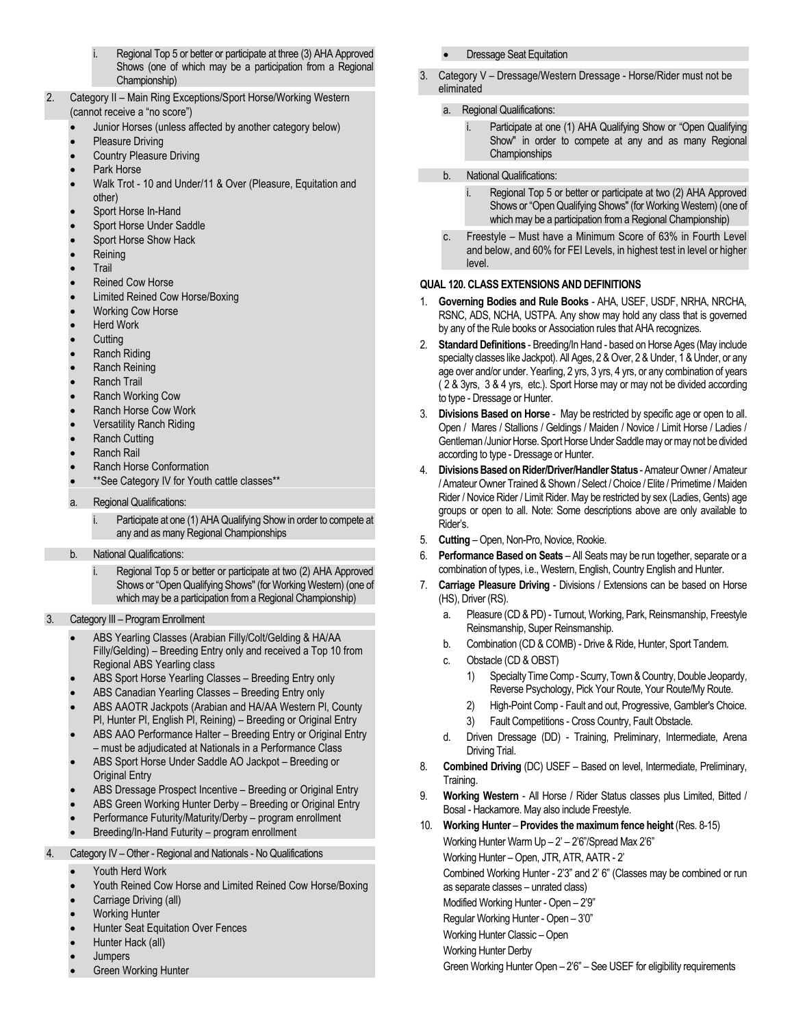i. Regional Top 5 or better or participate at three (3) AHA Approved Shows (one of which may be a participation from a Regional Championship)

2. Category II – Main Ring Exceptions/Sport Horse/Working Western (cannot receive a "no score")
   - Junior Horses (unless affected by another category below)
   - Pleasure Driving
   - Country Pleasure Driving
   - Park Horse
   - Walk Trot - 10 and Under/11 & Over (Pleasure, Equitation and other)
   - Sport Horse In-Hand
   - Sport Horse Under Saddle
   - Sport Horse Show Hack
   - Reining
   - Trail
   - Reined Cow Horse
   - Limited Reined Cow Horse/Boxing
   - Working Cow Horse
   - Herd Work
   - Cutting
   - Ranch Riding
   - Ranch Reining
   - Ranch Trail
   - Ranch Working Cow
   - Ranch Horse Cow Work
   - Versatility Ranch Riding
   - Ranch Cutting
   - Ranch Rail
   - Ranch Horse Conformation
   - **See Category IV for Youth cattle classes**

   a. Regional Qualifications:
      i. Participate at one (1) AHA Qualifying Show in order to compete at any and as many Regional Championships

   b. National Qualifications:
      i. Regional Top 5 or better or participate at two (2) AHA Approved Shows or "Open Qualifying Shows" (for Working Western) (one of which may be a participation from a Regional Championship)

3. Category III – Program Enrollment
   - ABS Yearling Classes (Arabian Filly/Colt/Gelding & HA/AA Filly/Gelding) – Breeding Entry only and received a Top 10 from Regional ABS Yearling class
   - ABS Sport Horse Yearling Classes – Breeding Entry only
   - ABS Canadian Yearling Classes – Breeding Entry only
   - ABS AAOTR Jackpots (Arabian and HA/AA Western Pl, County Pl, Hunter Pl, English Pl, Reining) – Breeding or Original Entry
   - ABS AAO Performance Halter – Breeding Entry or Original Entry – must be adjudicated at Nationals in a Performance Class
   - ABS Sport Horse Under Saddle AO Jackpot – Breeding or Original Entry
   - ABS Dressage Prospect Incentive – Breeding or Original Entry
   - ABS Green Working Hunter Derby – Breeding or Original Entry
   - Performance Futurity/Maturity/Derby – program enrollment
   - Breeding/In-Hand Futurity – program enrollment

4. Category IV – Other - Regional and Nationals - No Qualifications
   - Youth Herd Work
   - Youth Reined Cow Horse and Limited Reined Cow Horse/Boxing
   - Carriage Driving (all)
   - Working Hunter
   - Hunter Seat Equitation Over Fences
   - Hunter Hack (all)
   - Jumpers
   - Green Working Hunter
   - Dressage Seat Equitation

3. Category V – Dressage/Western Dressage - Horse/Rider must not be eliminated

   a. Regional Qualifications:
      i. Participate at one (1) AHA Qualifying Show or "Open Qualifying Show" in order to compete at any and as many Regional Championships

   b. National Qualifications:
      i. Regional Top 5 or better or participate at two (2) AHA Approved Shows or "Open Qualifying Shows" (for Working Western) (one of which may be a participation from a Regional Championship)

   c. Freestyle – Must have a Minimum Score of 63% in Fourth Level and below, and 60% for FEI Levels, in highest test in level or higher level.

**QUAL 120. CLASS EXTENSIONS AND DEFINITIONS**

1. **Governing Bodies and Rule Books** - AHA, USEF, USDF, NRHA, NRCHA, RSNC, ADS, NCHA, USTPA. Any show may hold any class that is governed by any of the Rule books or Association rules that AHA recognizes.
2. **Standard Definitions** - Breeding/In Hand - based on Horse Ages (May include specialty classes like Jackpot). All Ages, 2 & Over, 2 & Under, 1 & Under, or any age over and/or under. Yearling, 2 yrs, 3 yrs, 4 yrs, or any combination of years ( 2 & 3yrs, 3 & 4 yrs, etc.). Sport Horse may or may not be divided according to type - Dressage or Hunter.
3. **Divisions Based on Horse** - May be restricted by specific age or open to all. Open / Mares / Stallions / Geldings / Maiden / Novice / Limit Horse / Ladies / Gentleman /Junior Horse. Sport Horse Under Saddle may or may not be divided according to type - Dressage or Hunter.
4. **Divisions Based on Rider/Driver/Handler Status** - Amateur Owner / Amateur / Amateur Owner Trained & Shown / Select / Choice / Elite / Primetime / Maiden Rider / Novice Rider / Limit Rider. May be restricted by sex (Ladies, Gents) age groups or open to all. Note: Some descriptions above are only available to Rider's.
5. **Cutting** – Open, Non-Pro, Novice, Rookie.
6. **Performance Based on Seats** – All Seats may be run together, separate or a combination of types, i.e., Western, English, Country English and Hunter.
7. **Carriage Pleasure Driving** - Divisions / Extensions can be based on Horse (HS), Driver (RS).
   a. Pleasure (CD & PD) - Turnout, Working, Park, Reinsmanship, Freestyle Reinsmanship, Super Reinsmanship.
   b. Combination (CD & COMB) - Drive & Ride, Hunter, Sport Tandem.
   c. Obstacle (CD & OBST)
      1) Specialty Time Comp - Scurry, Town & Country, Double Jeopardy, Reverse Psychology, Pick Your Route, Your Route/My Route.
      2) High-Point Comp - Fault and out, Progressive, Gambler's Choice.
      3) Fault Competitions - Cross Country, Fault Obstacle.
   d. Driven Dressage (DD) - Training, Preliminary, Intermediate, Arena Driving Trial.
8. **Combined Driving** (DC) USEF – Based on level, Intermediate, Preliminary, Training.
9. **Working Western** - All Horse / Rider Status classes plus Limited, Bitted / Bosal - Hackamore. May also include Freestyle.
10. **Working Hunter** – **Provides the maximum fence height** (Res. 8-15)

    Working Hunter Warm Up – 2' – 2'6"/Spread Max 2'6"

    Working Hunter – Open, JTR, ATR, AATR - 2'

    Combined Working Hunter - 2'3" and 2' 6" (Classes may be combined or run as separate classes – unrated class)

    Modified Working Hunter - Open – 2'9"

    Regular Working Hunter - Open – 3'0"

    Working Hunter Classic – Open

    Working Hunter Derby

    Green Working Hunter Open – 2'6" – See USEF for eligibility requirements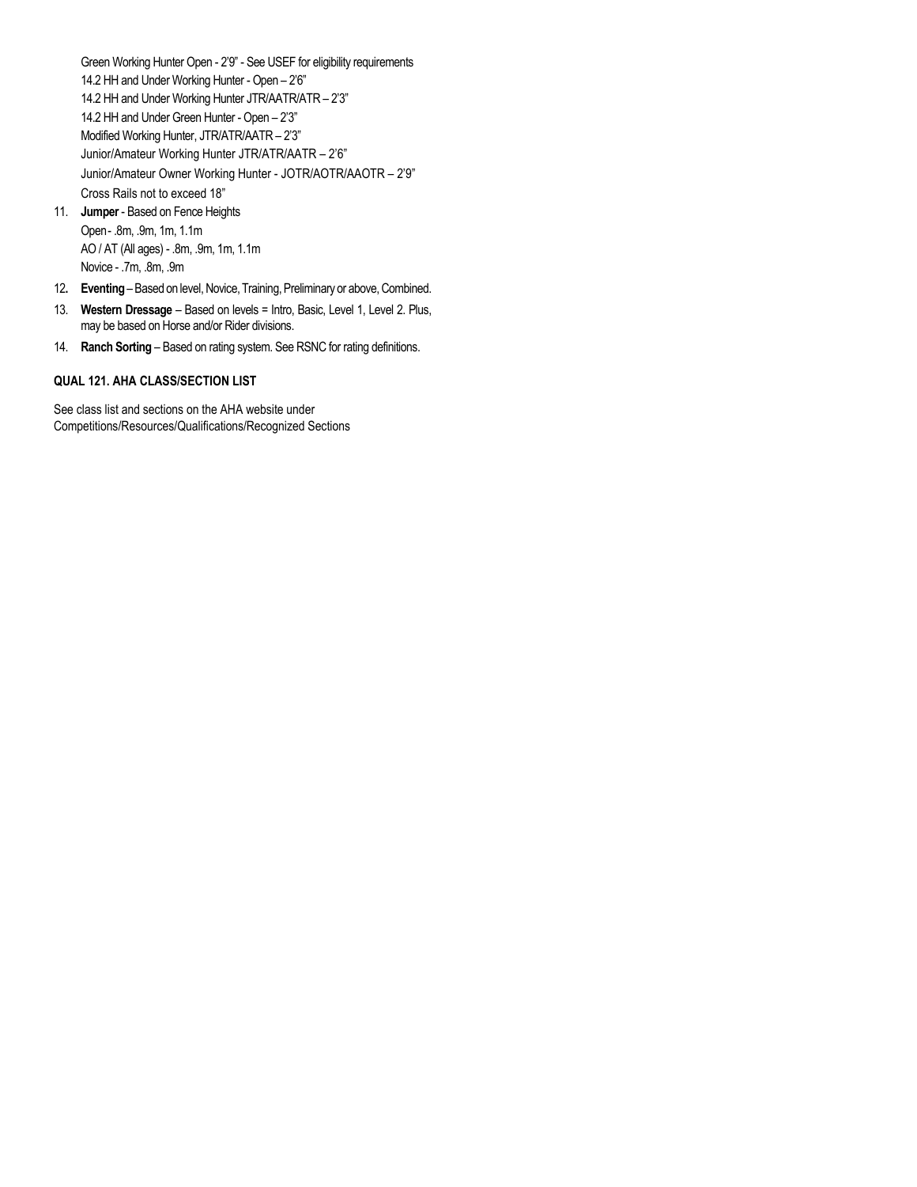Green Working Hunter Open - 2'9" - See USEF for eligibility requirements
14.2 HH and Under Working Hunter - Open – 2'6"
14.2 HH and Under Working Hunter JTR/AATR/ATR – 2'3"
14.2 HH and Under Green Hunter - Open – 2'3"
Modified Working Hunter, JTR/ATR/AATR – 2'3"
Junior/Amateur Working Hunter JTR/ATR/AATR – 2'6"
Junior/Amateur Owner Working Hunter - JOTR/AOTR/AAOTR – 2'9"
Cross Rails not to exceed 18"

11. **Jumper** - Based on Fence Heights
    Open - .8m, .9m, 1m, 1.1m
    AO / AT (All ages) - .8m, .9m, 1m, 1.1m
    Novice - .7m, .8m, .9m
12. **Eventing** – Based on level, Novice, Training, Preliminary or above, Combined.
13. **Western Dressage** – Based on levels = Intro, Basic, Level 1, Level 2. Plus, may be based on Horse and/or Rider divisions.
14. **Ranch Sorting** – Based on rating system. See RSNC for rating definitions.

**QUAL 121. AHA CLASS/SECTION LIST**

See class list and sections on the AHA website under Competitions/Resources/Qualifications/Recognized Sections